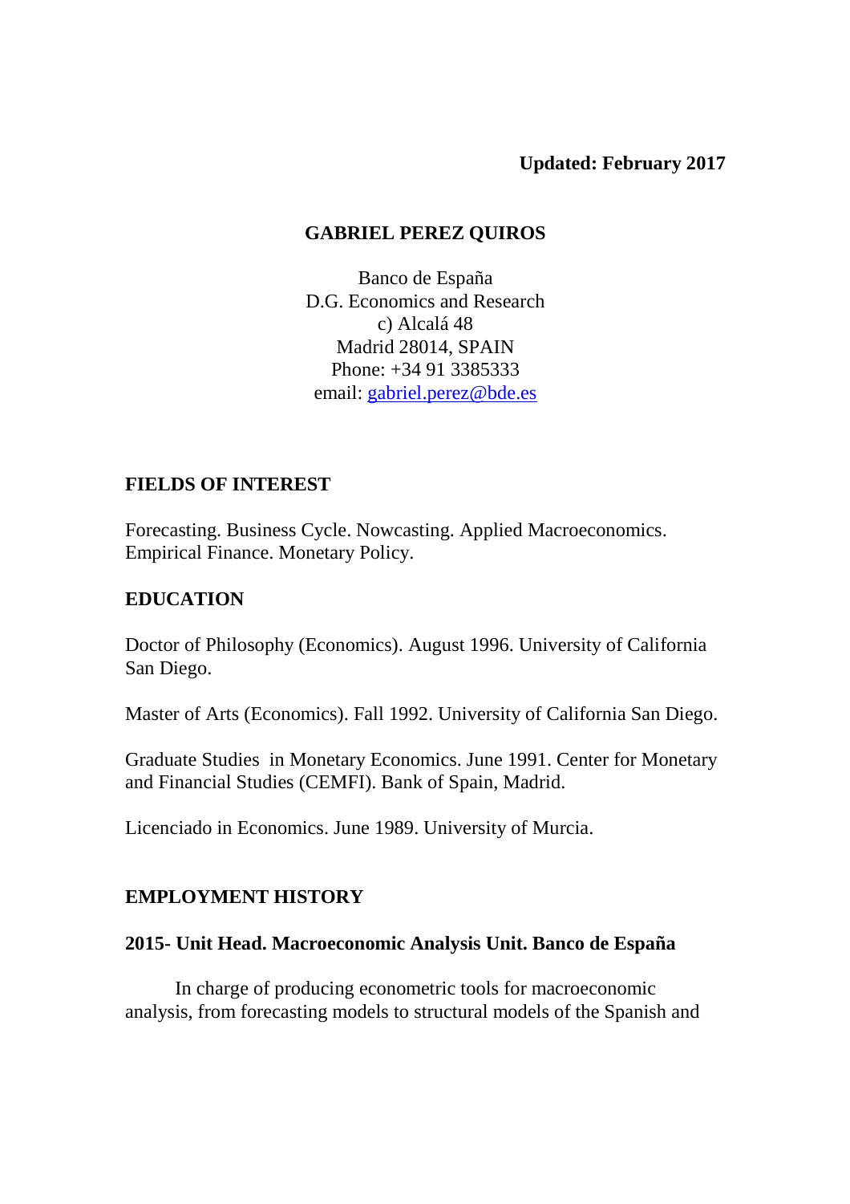**Updated: February 2017**

# GABRIEL PEREZ QUIROS

Banco de España
D.G. Economics and Research
c) Alcalá 48
Madrid 28014, SPAIN
Phone: +34 91 3385333
email: gabriel.perez@bde.es

## FIELDS OF INTEREST

Forecasting. Business Cycle. Nowcasting. Applied Macroeconomics. Empirical Finance. Monetary Policy.

## EDUCATION

Doctor of Philosophy (Economics). August 1996. University of California San Diego.

Master of Arts (Economics). Fall 1992. University of California San Diego.

Graduate Studies in Monetary Economics. June 1991. Center for Monetary and Financial Studies (CEMFI). Bank of Spain, Madrid.

Licenciado in Economics. June 1989. University of Murcia.

## EMPLOYMENT HISTORY

### 2015- Unit Head. Macroeconomic Analysis Unit. Banco de España

In charge of producing econometric tools for macroeconomic analysis, from forecasting models to structural models of the Spanish and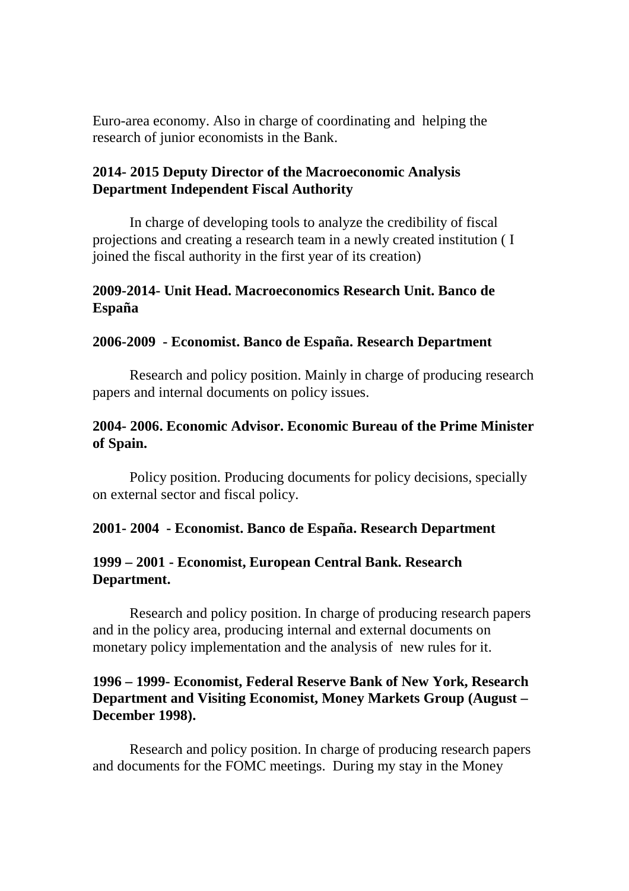Euro-area economy. Also in charge of coordinating and helping the research of junior economists in the Bank.

**2014- 2015 Deputy Director of the Macroeconomic Analysis Department Independent Fiscal Authority**

In charge of developing tools to analyze the credibility of fiscal projections and creating a research team in a newly created institution ( I joined the fiscal authority in the first year of its creation)

**2009-2014- Unit Head. Macroeconomics Research Unit. Banco de España**

**2006-2009 - Economist. Banco de España. Research Department**

Research and policy position. Mainly in charge of producing research papers and internal documents on policy issues.

**2004- 2006. Economic Advisor. Economic Bureau of the Prime Minister of Spain.**

Policy position. Producing documents for policy decisions, specially on external sector and fiscal policy.

**2001- 2004 - Economist. Banco de España. Research Department**

**1999 – 2001 - Economist, European Central Bank. Research Department.**

Research and policy position. In charge of producing research papers and in the policy area, producing internal and external documents on monetary policy implementation and the analysis of new rules for it.

**1996 – 1999- Economist, Federal Reserve Bank of New York, Research Department and Visiting Economist, Money Markets Group (August – December 1998).**

Research and policy position. In charge of producing research papers and documents for the FOMC meetings. During my stay in the Money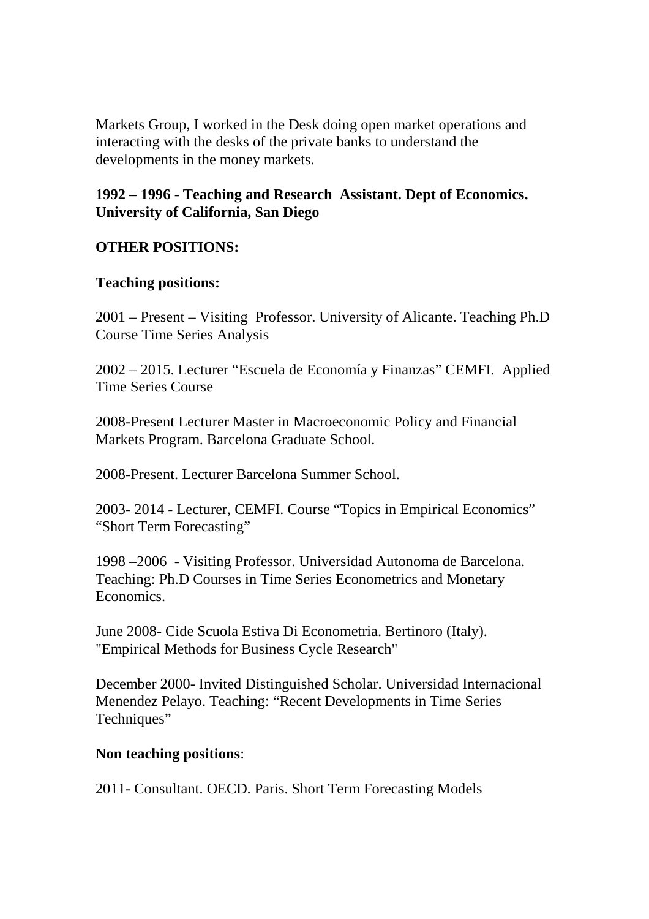Markets Group, I worked in the Desk doing open market operations and interacting with the desks of the private banks to understand the developments in the money markets.

**1992 – 1996 - Teaching and Research Assistant. Dept of Economics. University of California, San Diego**

**OTHER POSITIONS:**

**Teaching positions:**

2001 – Present – Visiting Professor. University of Alicante. Teaching Ph.D Course Time Series Analysis

2002 – 2015. Lecturer "Escuela de Economía y Finanzas" CEMFI. Applied Time Series Course

2008-Present Lecturer Master in Macroeconomic Policy and Financial Markets Program. Barcelona Graduate School.

2008-Present. Lecturer Barcelona Summer School.

2003- 2014 - Lecturer, CEMFI. Course "Topics in Empirical Economics" "Short Term Forecasting"

1998 –2006 - Visiting Professor. Universidad Autonoma de Barcelona. Teaching: Ph.D Courses in Time Series Econometrics and Monetary Economics.

June 2008- Cide Scuola Estiva Di Econometria. Bertinoro (Italy). "Empirical Methods for Business Cycle Research"

December 2000- Invited Distinguished Scholar. Universidad Internacional Menendez Pelayo. Teaching: "Recent Developments in Time Series Techniques"

**Non teaching positions**:

2011- Consultant. OECD. Paris. Short Term Forecasting Models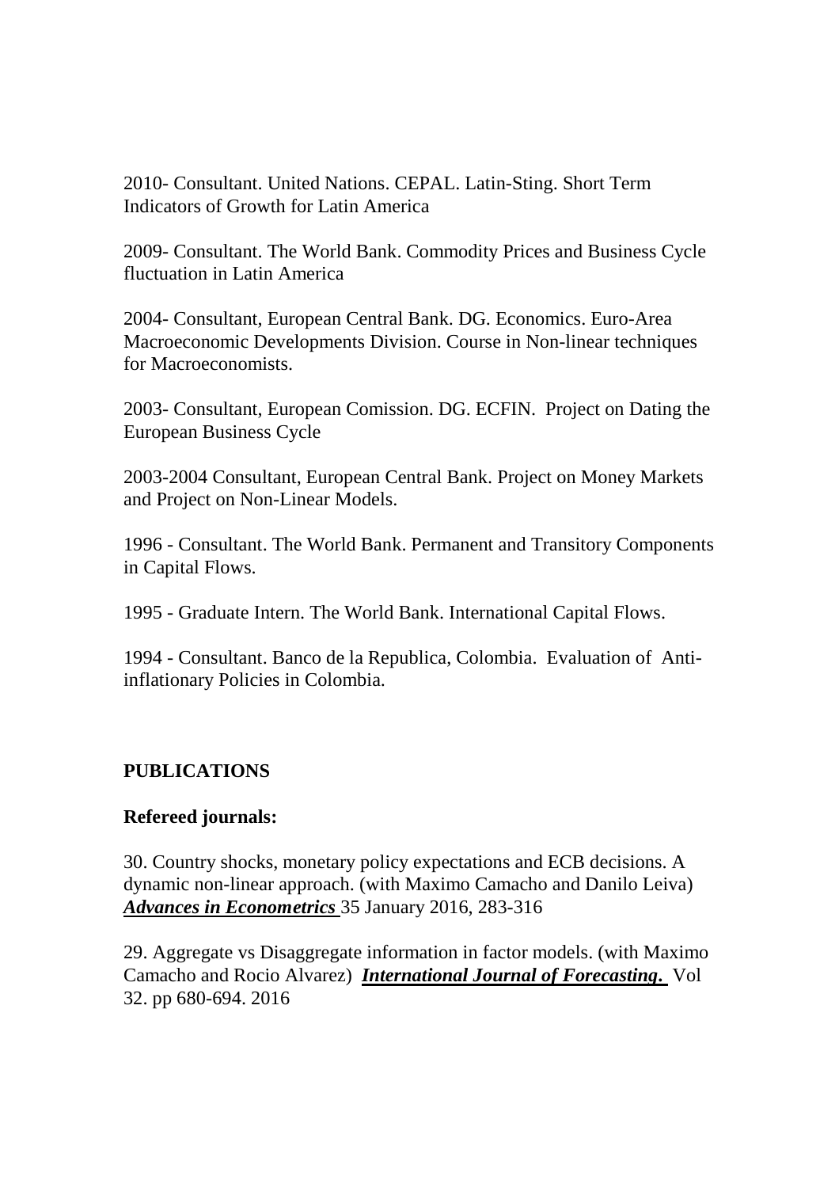2010- Consultant. United Nations. CEPAL. Latin-Sting. Short Term Indicators of Growth for Latin America

2009- Consultant. The World Bank. Commodity Prices and Business Cycle fluctuation in Latin America

2004- Consultant, European Central Bank. DG. Economics. Euro-Area Macroeconomic Developments Division. Course in Non-linear techniques for Macroeconomists.

2003- Consultant, European Comission. DG. ECFIN. Project on Dating the European Business Cycle

2003-2004 Consultant, European Central Bank. Project on Money Markets and Project on Non-Linear Models.

1996 - Consultant. The World Bank. Permanent and Transitory Components in Capital Flows.

1995 - Graduate Intern. The World Bank. International Capital Flows.

1994 - Consultant. Banco de la Republica, Colombia. Evaluation of Anti-inflationary Policies in Colombia.

## PUBLICATIONS

### Refereed journals:

30. Country shocks, monetary policy expectations and ECB decisions. A dynamic non-linear approach. (with Maximo Camacho and Danilo Leiva) ***Advances in Econometrics*** 35 January 2016, 283-316

29. Aggregate vs Disaggregate information in factor models. (with Maximo Camacho and Rocio Alvarez) ***International Journal of Forecasting.*** Vol 32. pp 680-694. 2016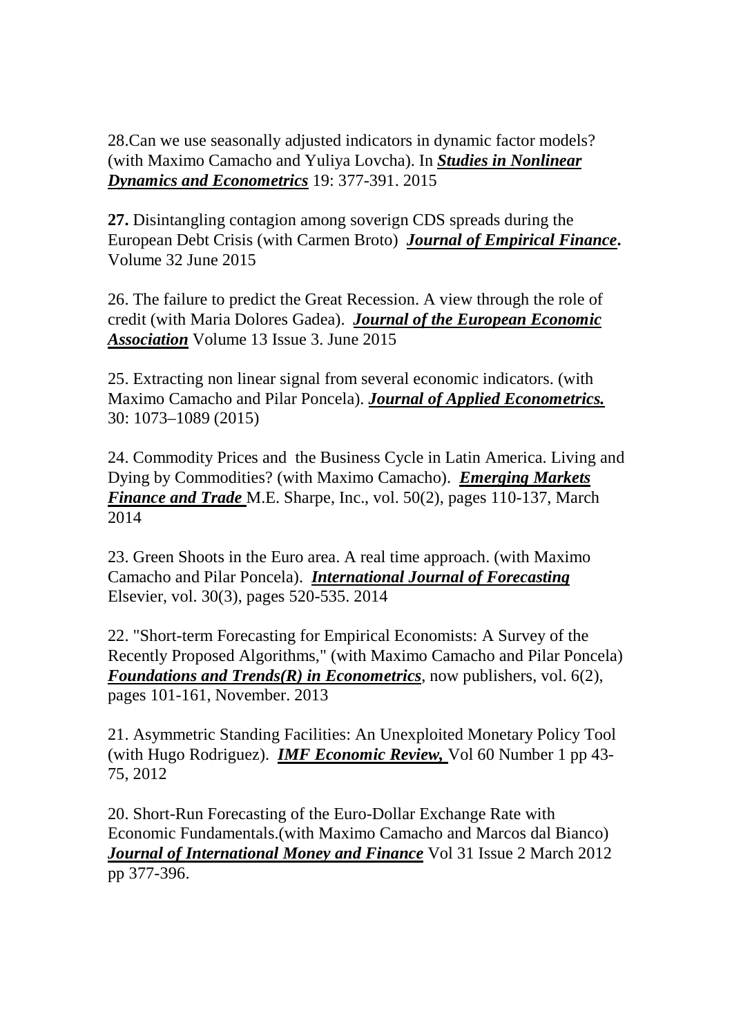28.Can we use seasonally adjusted indicators in dynamic factor models? (with Maximo Camacho and Yuliya Lovcha). In ***Studies in Nonlinear Dynamics and Econometrics*** 19: 377-391. 2015

**27.** Disintangling contagion among soverign CDS spreads during the European Debt Crisis (with Carmen Broto) ***Journal of Empirical Finance*. ** Volume 32 June 2015

26. The failure to predict the Great Recession. A view through the role of credit (with Maria Dolores Gadea). ***Journal of the European Economic Association*** Volume 13 Issue 3. June 2015

25. Extracting non linear signal from several economic indicators. (with Maximo Camacho and Pilar Poncela). ***Journal of Applied Econometrics.*** 30: 1073–1089 (2015)

24. Commodity Prices and the Business Cycle in Latin America. Living and Dying by Commodities? (with Maximo Camacho). ***Emerging Markets Finance and Trade*** M.E. Sharpe, Inc., vol. 50(2), pages 110-137, March 2014

23. Green Shoots in the Euro area. A real time approach. (with Maximo Camacho and Pilar Poncela). ***International Journal of Forecasting*** Elsevier, vol. 30(3), pages 520-535. 2014

22. "Short-term Forecasting for Empirical Economists: A Survey of the Recently Proposed Algorithms," (with Maximo Camacho and Pilar Poncela) ***Foundations and Trends(R) in Econometrics***, now publishers, vol. 6(2), pages 101-161, November. 2013

21. Asymmetric Standing Facilities: An Unexploited Monetary Policy Tool (with Hugo Rodriguez). ***IMF Economic Review,*** Vol 60 Number 1 pp 43-75, 2012

20. Short-Run Forecasting of the Euro-Dollar Exchange Rate with Economic Fundamentals.(with Maximo Camacho and Marcos dal Bianco) ***Journal of International Money and Finance*** Vol 31 Issue 2 March 2012 pp 377-396.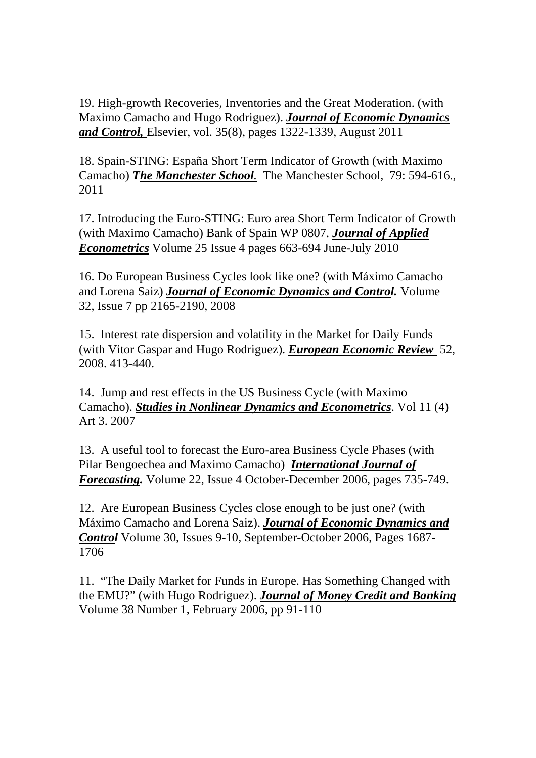19. High-growth Recoveries, Inventories and the Great Moderation. (with Maximo Camacho and Hugo Rodriguez). ***Journal of Economic Dynamics and Control,*** Elsevier, vol. 35(8), pages 1322-1339, August 2011

18. Spain-STING: España Short Term Indicator of Growth (with Maximo Camacho) ***The Manchester School.*** The Manchester School, 79: 594-616., 2011

17. Introducing the Euro-STING: Euro area Short Term Indicator of Growth (with Maximo Camacho) Bank of Spain WP 0807. ***Journal of Applied Econometrics*** Volume 25 Issue 4 pages 663-694 June-July 2010

16. Do European Business Cycles look like one? (with Máximo Camacho and Lorena Saiz) ***Journal of Economic Dynamics and Control.*** Volume 32, Issue 7 pp 2165-2190, 2008

15. Interest rate dispersion and volatility in the Market for Daily Funds (with Vitor Gaspar and Hugo Rodriguez). ***European Economic Review*** 52, 2008. 413-440.

14. Jump and rest effects in the US Business Cycle (with Maximo Camacho). ***Studies in Nonlinear Dynamics and Econometrics***. Vol 11 (4) Art 3. 2007

13. A useful tool to forecast the Euro-area Business Cycle Phases (with Pilar Bengoechea and Maximo Camacho) ***International Journal of Forecasting.*** Volume 22, Issue 4 October-December 2006, pages 735-749.

12. Are European Business Cycles close enough to be just one? (with Máximo Camacho and Lorena Saiz). ***Journal of Economic Dynamics and Control*** Volume 30, Issues 9-10, September-October 2006, Pages 1687-1706

11. "The Daily Market for Funds in Europe. Has Something Changed with the EMU?" (with Hugo Rodriguez). ***Journal of Money Credit and Banking*** Volume 38 Number 1, February 2006, pp 91-110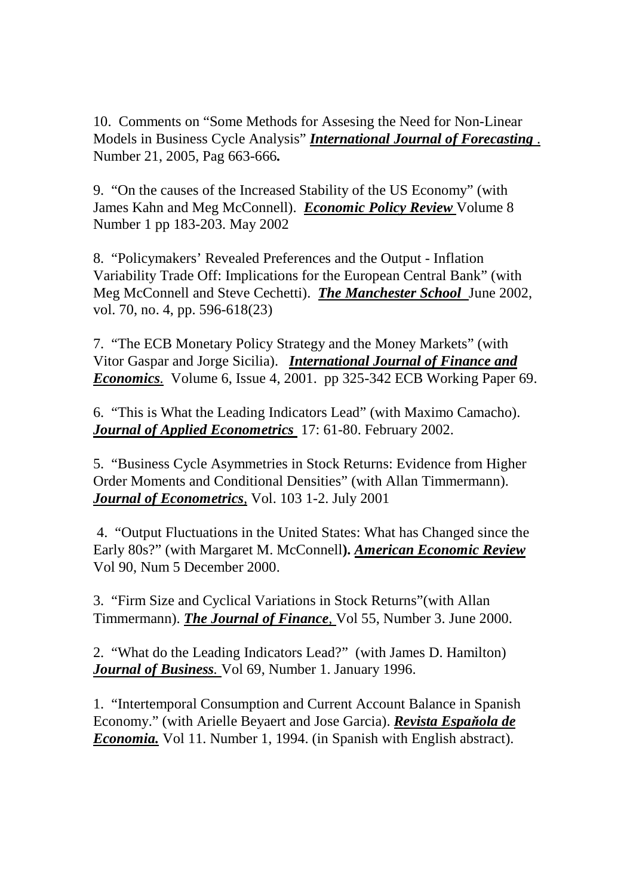10. Comments on "Some Methods for Assesing the Need for Non-Linear Models in Business Cycle Analysis" ***International Journal of Forecasting*** . Number 21, 2005, Pag 663-666**.**

9. "On the causes of the Increased Stability of the US Economy" (with James Kahn and Meg McConnell). ***Economic Policy Review*** Volume 8 Number 1 pp 183-203. May 2002

8. "Policymakers' Revealed Preferences and the Output - Inflation Variability Trade Off: Implications for the European Central Bank" (with Meg McConnell and Steve Cechetti). ***The Manchester School*** June 2002, vol. 70, no. 4, pp. 596-618(23)

7. "The ECB Monetary Policy Strategy and the Money Markets" (with Vitor Gaspar and Jorge Sicilia). ***International Journal of Finance and Economics.*** Volume 6, Issue 4, 2001. pp 325-342 ECB Working Paper 69.

6. "This is What the Leading Indicators Lead" (with Maximo Camacho). ***Journal of Applied Econometrics*** 17: 61-80. February 2002.

5. "Business Cycle Asymmetries in Stock Returns: Evidence from Higher Order Moments and Conditional Densities" (with Allan Timmermann). ***Journal of Econometrics***, Vol. 103 1-2. July 2001

4. "Output Fluctuations in the United States: What has Changed since the Early 80s?" (with Margaret M. McConnell**).** ***American Economic Review*** Vol 90, Num 5 December 2000.

3. "Firm Size and Cyclical Variations in Stock Returns"(with Allan Timmermann). ***The Journal of Finance***, Vol 55, Number 3. June 2000.

2. "What do the Leading Indicators Lead?" (with James D. Hamilton) ***Journal of Business.*** Vol 69, Number 1. January 1996.

1. "Intertemporal Consumption and Current Account Balance in Spanish Economy." (with Arielle Beyaert and Jose Garcia). ***Revista Espaňola de Economia.*** Vol 11. Number 1, 1994. (in Spanish with English abstract).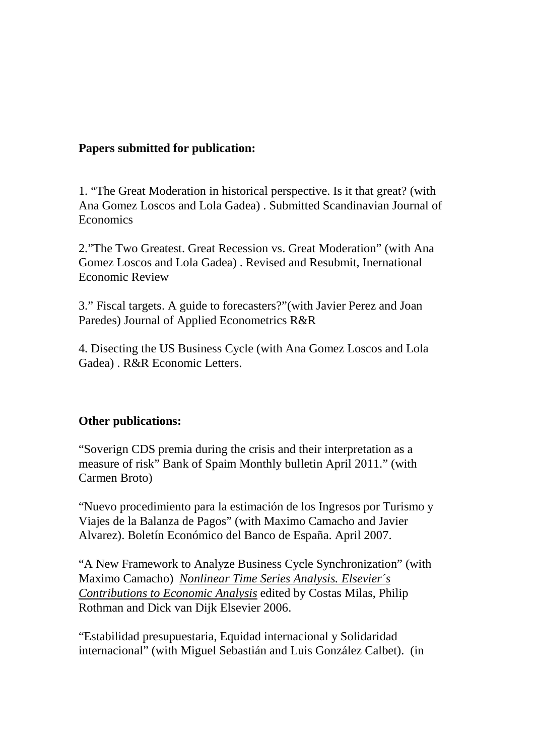**Papers submitted for publication:**

1. "The Great Moderation in historical perspective. Is it that great? (with Ana Gomez Loscos and Lola Gadea) . Submitted Scandinavian Journal of Economics

2."The Two Greatest. Great Recession vs. Great Moderation" (with Ana Gomez Loscos and Lola Gadea) . Revised and Resubmit, Inernational Economic Review

3." Fiscal targets. A guide to forecasters?"(with Javier Perez and Joan Paredes) Journal of Applied Econometrics R&R

4. Disecting the US Business Cycle (with Ana Gomez Loscos and Lola Gadea) . R&R Economic Letters.

**Other publications:**

"Soverign CDS premia during the crisis and their interpretation as a measure of risk" Bank of Spaim Monthly bulletin April 2011." (with Carmen Broto)

"Nuevo procedimiento para la estimación de los Ingresos por Turismo y Viajes de la Balanza de Pagos" (with Maximo Camacho and Javier Alvarez). Boletín Económico del Banco de España. April 2007.

"A New Framework to Analyze Business Cycle Synchronization" (with Maximo Camacho) *Nonlinear Time Series Analysis. Elsevier´s Contributions to Economic Analysis* edited by Costas Milas, Philip Rothman and Dick van Dijk Elsevier 2006.

"Estabilidad presupuestaria, Equidad internacional y Solidaridad internacional" (with Miguel Sebastián and Luis González Calbet). (in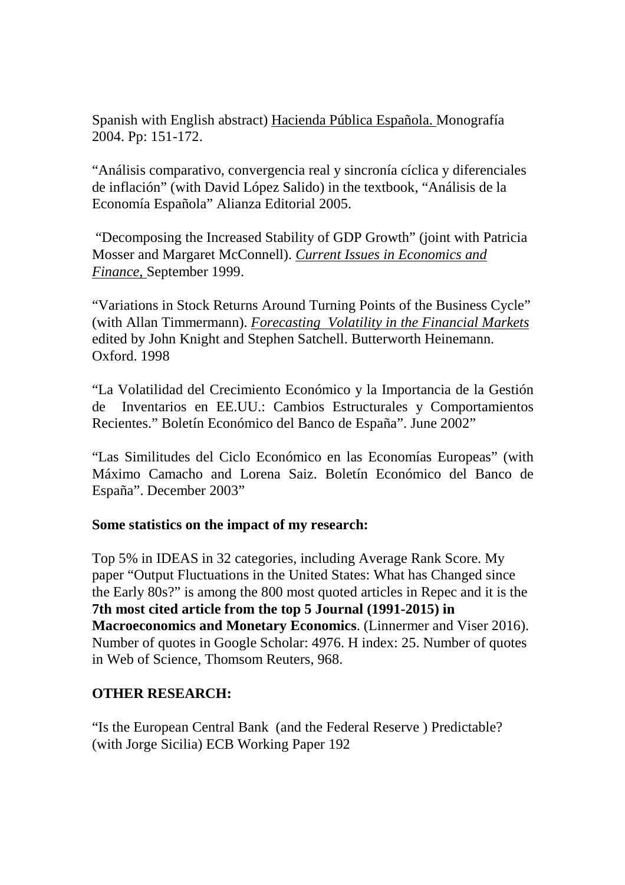Spanish with English abstract) Hacienda Pública Española. Monografía 2004. Pp: 151-172.

"Análisis comparativo, convergencia real y sincronía cíclica y diferenciales de inflación" (with David López Salido) in the textbook, "Análisis de la Economía Española" Alianza Editorial 2005.

"Decomposing the Increased Stability of GDP Growth" (joint with Patricia Mosser and Margaret McConnell). *Current Issues in Economics and Finance,* September 1999.

"Variations in Stock Returns Around Turning Points of the Business Cycle" (with Allan Timmermann). *Forecasting Volatility in the Financial Markets* edited by John Knight and Stephen Satchell. Butterworth Heinemann. Oxford. 1998

"La Volatilidad del Crecimiento Económico y la Importancia de la Gestión de Inventarios en EE.UU.: Cambios Estructurales y Comportamientos Recientes." Boletín Económico del Banco de España". June 2002"

"Las Similitudes del Ciclo Económico en las Economías Europeas" (with Máximo Camacho and Lorena Saiz. Boletín Económico del Banco de España". December 2003"

**Some statistics on the impact of my research:**

Top 5% in IDEAS in 32 categories, including Average Rank Score. My paper "Output Fluctuations in the United States: What has Changed since the Early 80s?" is among the 800 most quoted articles in Repec and it is the **7th most cited article from the top 5 Journal (1991-2015) in Macroeconomics and Monetary Economics**. (Linnermer and Viser 2016). Number of quotes in Google Scholar: 4976. H index: 25. Number of quotes in Web of Science, Thomsom Reuters, 968.

**OTHER RESEARCH:**

"Is the European Central Bank (and the Federal Reserve ) Predictable? (with Jorge Sicilia) ECB Working Paper 192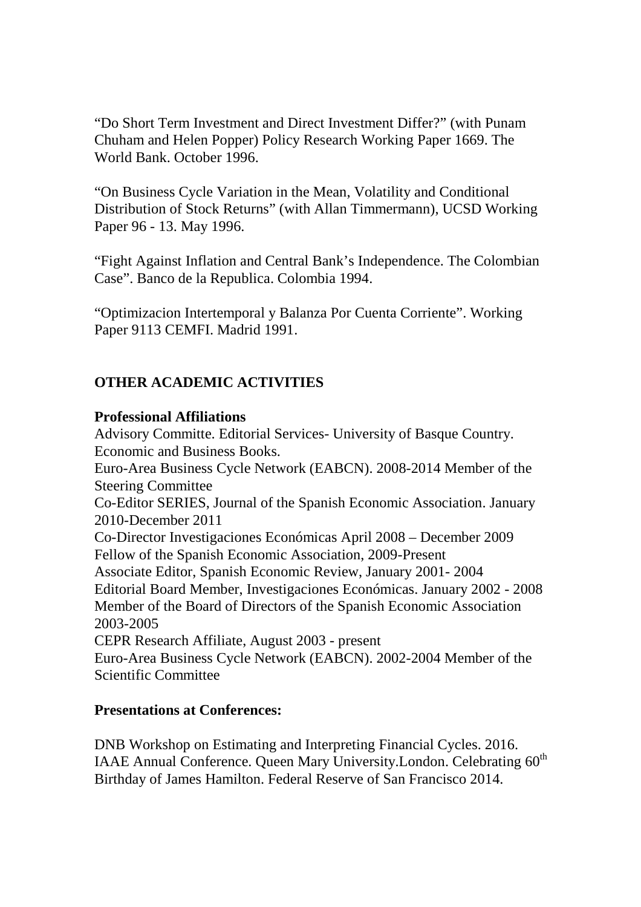"Do Short Term Investment and Direct Investment Differ?" (with Punam Chuham and Helen Popper) Policy Research Working Paper 1669. The World Bank. October 1996.

"On Business Cycle Variation in the Mean, Volatility and Conditional Distribution of Stock Returns" (with Allan Timmermann), UCSD Working Paper 96 - 13. May 1996.

"Fight Against Inflation and Central Bank's Independence. The Colombian Case". Banco de la Republica. Colombia 1994.

"Optimizacion Intertemporal y Balanza Por Cuenta Corriente". Working Paper 9113 CEMFI. Madrid 1991.

## OTHER ACADEMIC ACTIVITIES

### Professional Affiliations

Advisory Committe. Editorial Services- University of Basque Country. Economic and Business Books.
Euro-Area Business Cycle Network (EABCN). 2008-2014 Member of the Steering Committee
Co-Editor SERIES, Journal of the Spanish Economic Association. January 2010-December 2011
Co-Director Investigaciones Económicas April 2008 – December 2009
Fellow of the Spanish Economic Association, 2009-Present
Associate Editor, Spanish Economic Review, January 2001- 2004
Editorial Board Member, Investigaciones Económicas. January 2002 - 2008
Member of the Board of Directors of the Spanish Economic Association 2003-2005
CEPR Research Affiliate, August 2003 - present
Euro-Area Business Cycle Network (EABCN). 2002-2004 Member of the Scientific Committee

### Presentations at Conferences:

DNB Workshop on Estimating and Interpreting Financial Cycles. 2016.
IAAE Annual Conference. Queen Mary University.London. Celebrating 60th Birthday of James Hamilton. Federal Reserve of San Francisco 2014.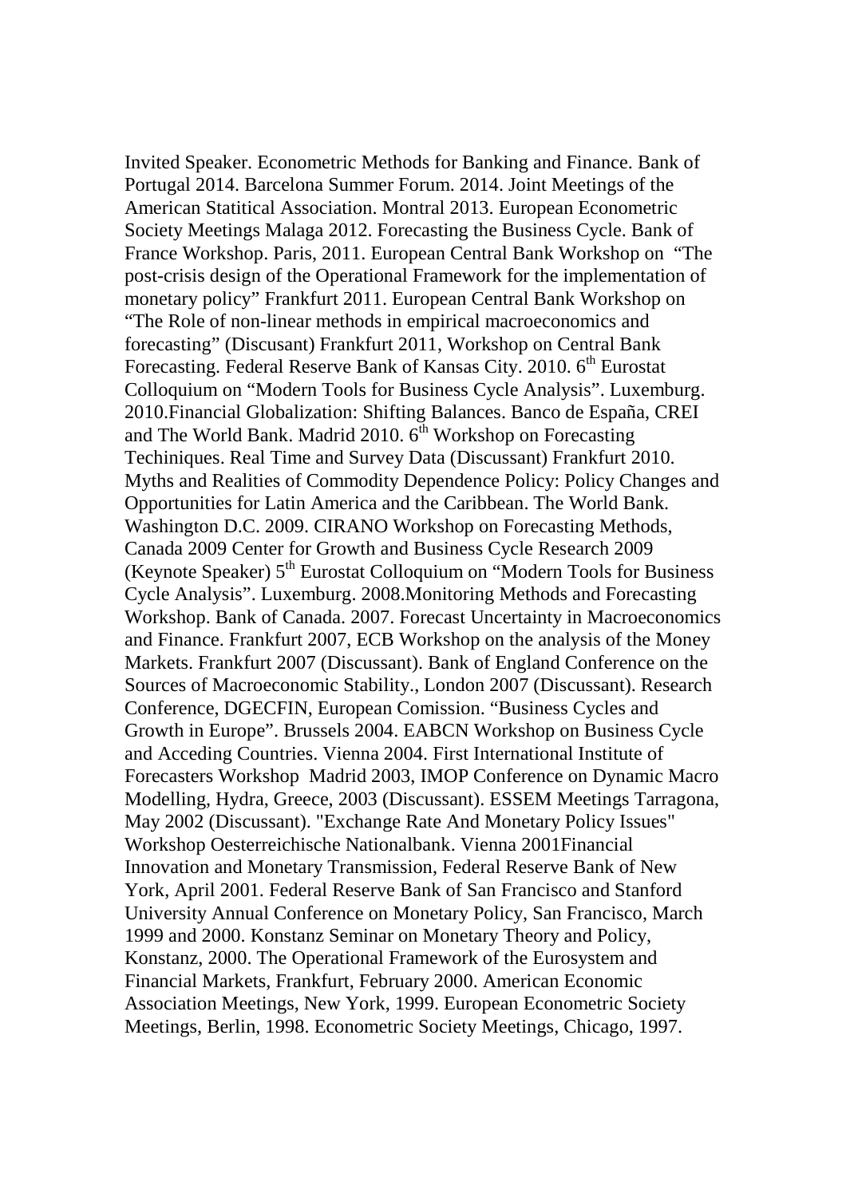Invited Speaker. Econometric Methods for Banking and Finance. Bank of Portugal 2014. Barcelona Summer Forum. 2014. Joint Meetings of the American Statitical Association. Montral 2013. European Econometric Society Meetings Malaga 2012. Forecasting the Business Cycle. Bank of France Workshop. Paris, 2011. European Central Bank Workshop on "The post-crisis design of the Operational Framework for the implementation of monetary policy" Frankfurt 2011. European Central Bank Workshop on "The Role of non-linear methods in empirical macroeconomics and forecasting" (Discusant) Frankfurt 2011, Workshop on Central Bank Forecasting. Federal Reserve Bank of Kansas City. 2010. 6th Eurostat Colloquium on "Modern Tools for Business Cycle Analysis". Luxemburg. 2010.Financial Globalization: Shifting Balances. Banco de España, CREI and The World Bank. Madrid 2010. 6th Workshop on Forecasting Techiniques. Real Time and Survey Data (Discussant) Frankfurt 2010. Myths and Realities of Commodity Dependence Policy: Policy Changes and Opportunities for Latin America and the Caribbean. The World Bank. Washington D.C. 2009. CIRANO Workshop on Forecasting Methods, Canada 2009 Center for Growth and Business Cycle Research 2009 (Keynote Speaker) 5th Eurostat Colloquium on "Modern Tools for Business Cycle Analysis". Luxemburg. 2008.Monitoring Methods and Forecasting Workshop. Bank of Canada. 2007. Forecast Uncertainty in Macroeconomics and Finance. Frankfurt 2007, ECB Workshop on the analysis of the Money Markets. Frankfurt 2007 (Discussant). Bank of England Conference on the Sources of Macroeconomic Stability., London 2007 (Discussant). Research Conference, DGECFIN, European Comission. "Business Cycles and Growth in Europe". Brussels 2004. EABCN Workshop on Business Cycle and Acceding Countries. Vienna 2004. First International Institute of Forecasters Workshop Madrid 2003, IMOP Conference on Dynamic Macro Modelling, Hydra, Greece, 2003 (Discussant). ESSEM Meetings Tarragona, May 2002 (Discussant). "Exchange Rate And Monetary Policy Issues" Workshop Oesterreichische Nationalbank. Vienna 2001Financial Innovation and Monetary Transmission, Federal Reserve Bank of New York, April 2001. Federal Reserve Bank of San Francisco and Stanford University Annual Conference on Monetary Policy, San Francisco, March 1999 and 2000. Konstanz Seminar on Monetary Theory and Policy, Konstanz, 2000. The Operational Framework of the Eurosystem and Financial Markets, Frankfurt, February 2000. American Economic Association Meetings, New York, 1999. European Econometric Society Meetings, Berlin, 1998. Econometric Society Meetings, Chicago, 1997.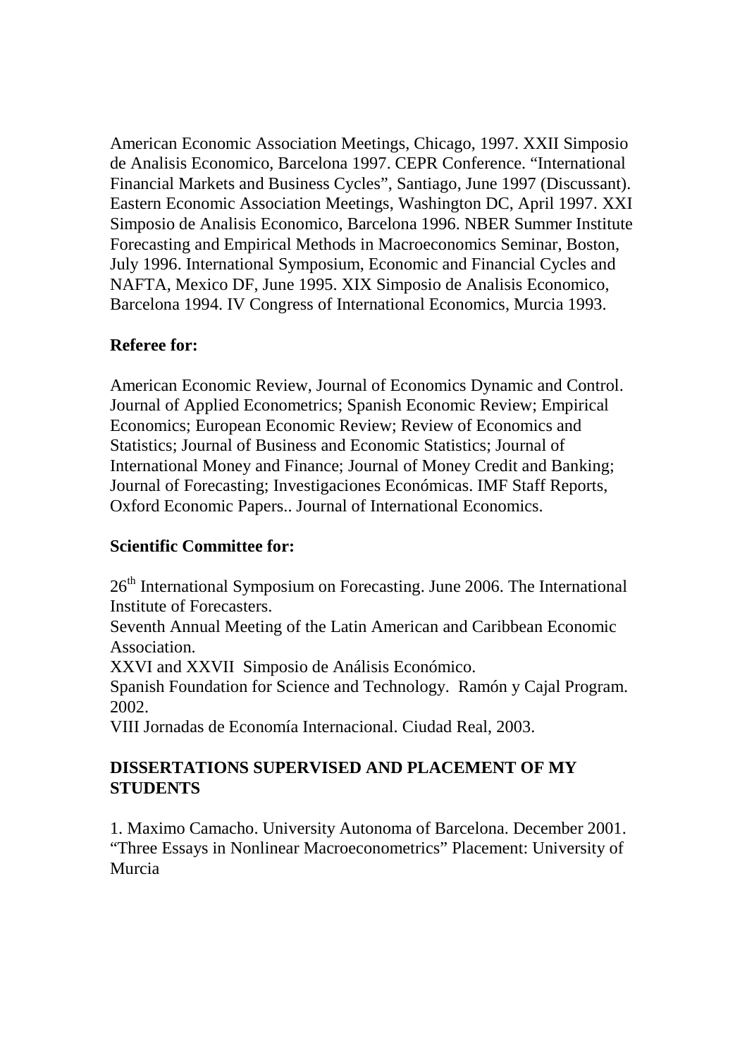American Economic Association Meetings, Chicago, 1997. XXII Simposio de Analisis Economico, Barcelona 1997. CEPR Conference. "International Financial Markets and Business Cycles", Santiago, June 1997 (Discussant). Eastern Economic Association Meetings, Washington DC, April 1997. XXI Simposio de Analisis Economico, Barcelona 1996. NBER Summer Institute Forecasting and Empirical Methods in Macroeconomics Seminar, Boston, July 1996. International Symposium, Economic and Financial Cycles and NAFTA, Mexico DF, June 1995. XIX Simposio de Analisis Economico, Barcelona 1994. IV Congress of International Economics, Murcia 1993.

**Referee for:**

American Economic Review, Journal of Economics Dynamic and Control. Journal of Applied Econometrics; Spanish Economic Review; Empirical Economics; European Economic Review; Review of Economics and Statistics; Journal of Business and Economic Statistics; Journal of International Money and Finance; Journal of Money Credit and Banking; Journal of Forecasting; Investigaciones Económicas. IMF Staff Reports, Oxford Economic Papers.. Journal of International Economics.

**Scientific Committee for:**

26th International Symposium on Forecasting. June 2006. The International Institute of Forecasters.
Seventh Annual Meeting of the Latin American and Caribbean Economic Association.
XXVI and XXVII Simposio de Análisis Económico.
Spanish Foundation for Science and Technology. Ramón y Cajal Program. 2002.
VIII Jornadas de Economía Internacional. Ciudad Real, 2003.

**DISSERTATIONS SUPERVISED AND PLACEMENT OF MY STUDENTS**

1. Maximo Camacho. University Autonoma of Barcelona. December 2001. "Three Essays in Nonlinear Macroeconometrics" Placement: University of Murcia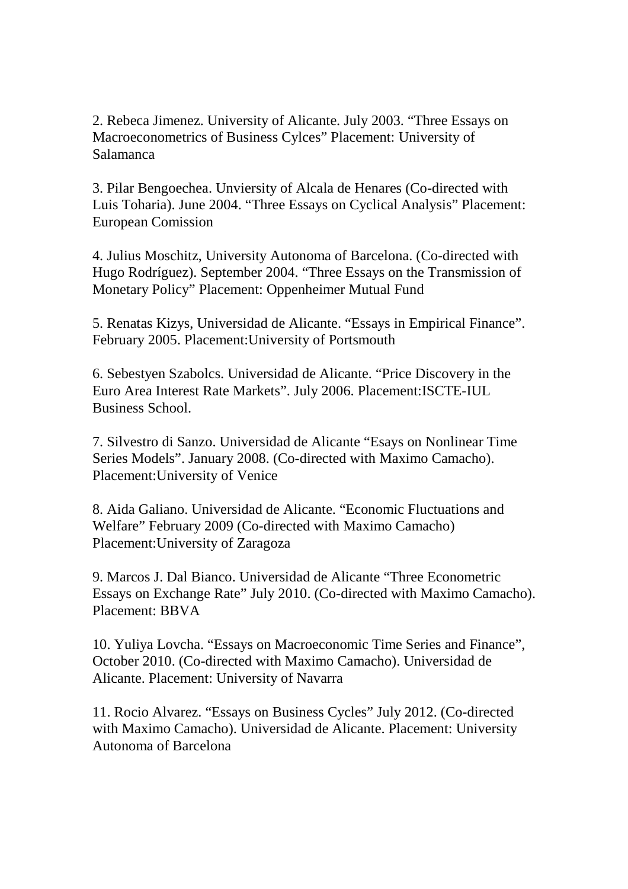2. Rebeca Jimenez. University of Alicante. July 2003. "Three Essays on Macroeconometrics of Business Cylces" Placement: University of Salamanca

3. Pilar Bengoechea. Unviersity of Alcala de Henares (Co-directed with Luis Toharia). June 2004. "Three Essays on Cyclical Analysis" Placement: European Comission

4. Julius Moschitz, University Autonoma of Barcelona. (Co-directed with Hugo Rodríguez). September 2004. "Three Essays on the Transmission of Monetary Policy" Placement: Oppenheimer Mutual Fund

5. Renatas Kizys, Universidad de Alicante. "Essays in Empirical Finance". February 2005. Placement:University of Portsmouth

6. Sebestyen Szabolcs. Universidad de Alicante. "Price Discovery in the Euro Area Interest Rate Markets". July 2006. Placement:ISCTE-IUL Business School.

7. Silvestro di Sanzo. Universidad de Alicante "Esays on Nonlinear Time Series Models". January 2008. (Co-directed with Maximo Camacho). Placement:University of Venice

8. Aida Galiano. Universidad de Alicante. "Economic Fluctuations and Welfare" February 2009 (Co-directed with Maximo Camacho) Placement:University of Zaragoza

9. Marcos J. Dal Bianco. Universidad de Alicante "Three Econometric Essays on Exchange Rate" July 2010. (Co-directed with Maximo Camacho). Placement: BBVA

10. Yuliya Lovcha. "Essays on Macroeconomic Time Series and Finance", October 2010. (Co-directed with Maximo Camacho). Universidad de Alicante. Placement: University of Navarra

11. Rocio Alvarez. "Essays on Business Cycles" July 2012. (Co-directed with Maximo Camacho). Universidad de Alicante. Placement: University Autonoma of Barcelona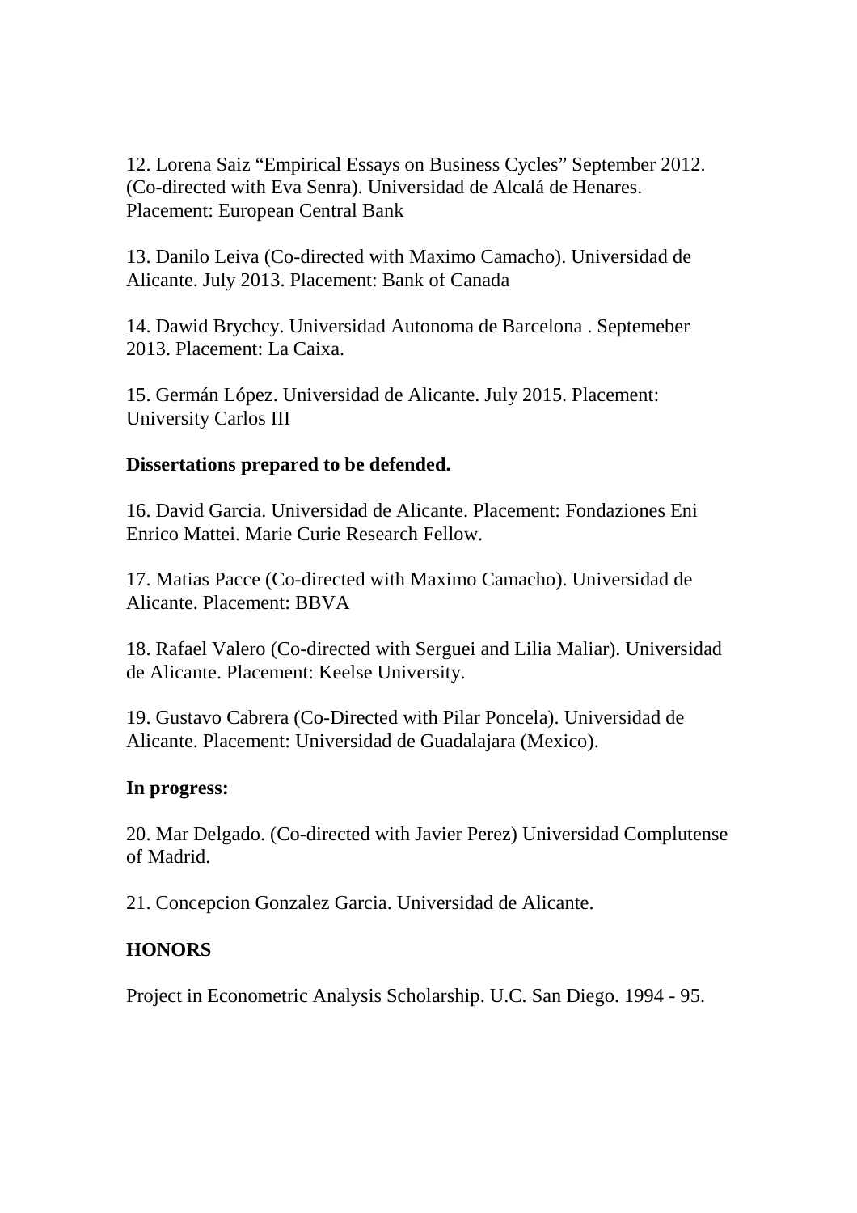12. Lorena Saiz “Empirical Essays on Business Cycles” September 2012. (Co-directed with Eva Senra). Universidad de Alcalá de Henares. Placement: European Central Bank

13. Danilo Leiva (Co-directed with Maximo Camacho). Universidad de Alicante. July 2013. Placement: Bank of Canada

14. Dawid Brychcy. Universidad Autonoma de Barcelona . Septemeber 2013. Placement: La Caixa.

15. Germán López. Universidad de Alicante. July 2015. Placement: University Carlos III

**Dissertations prepared to be defended.**

16. David Garcia. Universidad de Alicante. Placement: Fondaziones Eni Enrico Mattei. Marie Curie Research Fellow.

17. Matias Pacce (Co-directed with Maximo Camacho). Universidad de Alicante. Placement: BBVA

18. Rafael Valero (Co-directed with Serguei and Lilia Maliar). Universidad de Alicante. Placement: Keelse University.

19. Gustavo Cabrera (Co-Directed with Pilar Poncela). Universidad de Alicante. Placement: Universidad de Guadalajara (Mexico).

**In progress:**

20. Mar Delgado. (Co-directed with Javier Perez) Universidad Complutense of Madrid.

21. Concepcion Gonzalez Garcia. Universidad de Alicante.

**HONORS**

Project in Econometric Analysis Scholarship. U.C. San Diego. 1994 - 95.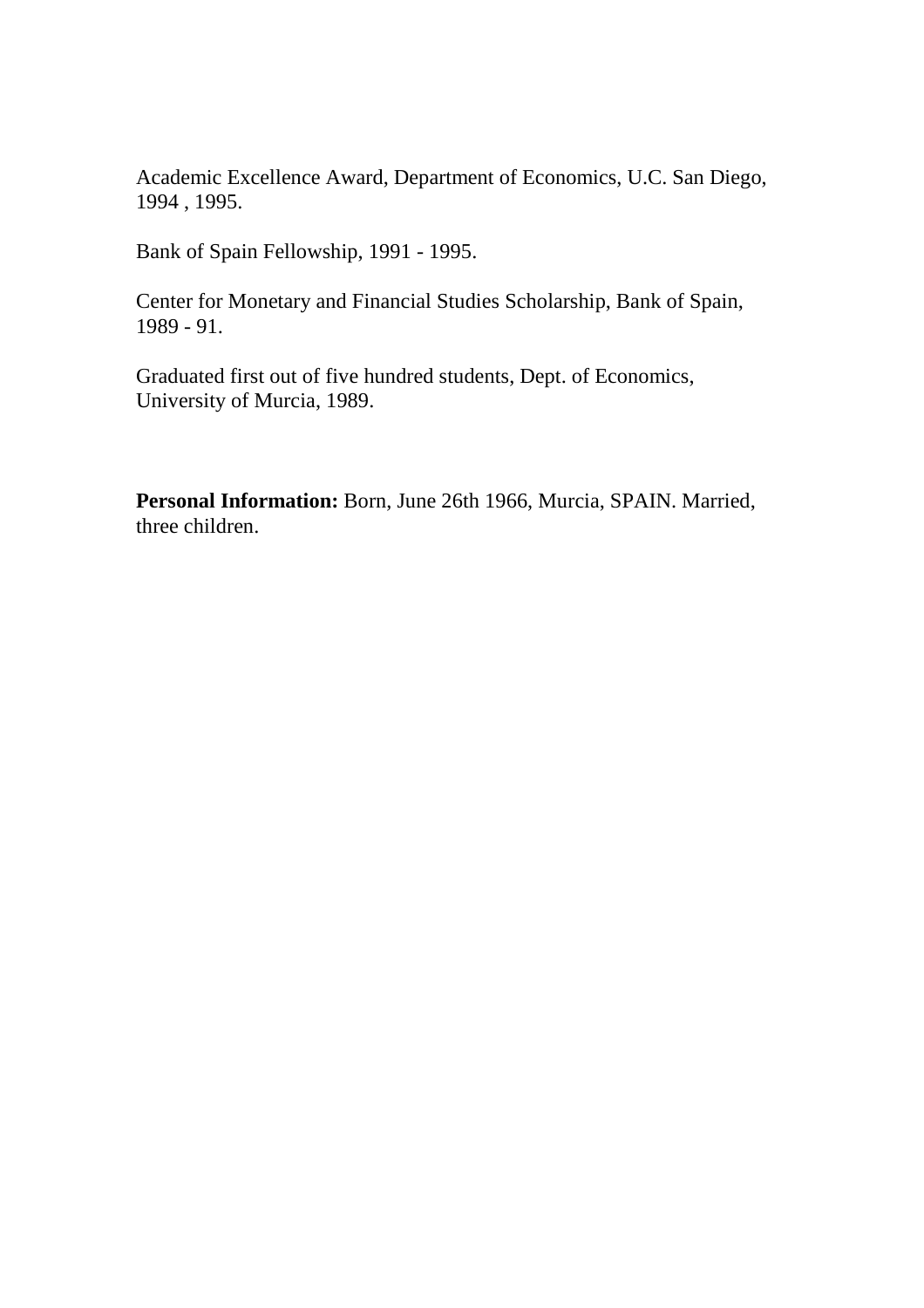Academic Excellence Award, Department of Economics, U.C. San Diego, 1994 , 1995.

Bank of Spain Fellowship, 1991 - 1995.

Center for Monetary and Financial Studies Scholarship, Bank of Spain, 1989 - 91.

Graduated first out of five hundred students, Dept. of Economics, University of Murcia, 1989.

**Personal Information:** Born, June 26th 1966, Murcia, SPAIN. Married, three children.